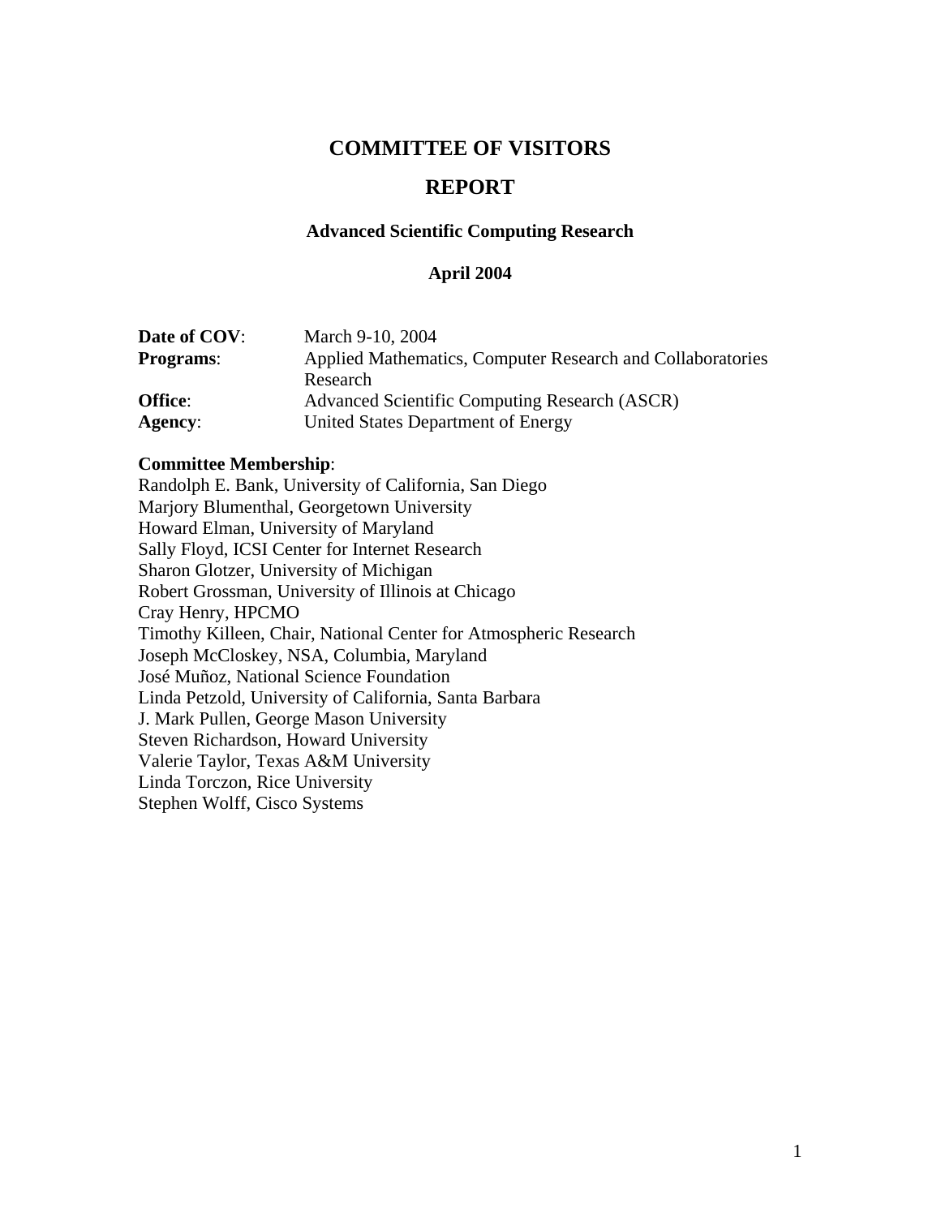# COMMITTEE OF VISITORS

# REPORT

### Advanced Scientific Computing Research

### April 2004

**Date of COV**: March 9-10, 2004
**Programs**: Applied Mathematics, Computer Research and Collaboratories Research
**Office**: Advanced Scientific Computing Research (ASCR)
**Agency**: United States Department of Energy

**Committee Membership**:
Randolph E. Bank, University of California, San Diego
Marjory Blumenthal, Georgetown University
Howard Elman, University of Maryland
Sally Floyd, ICSI Center for Internet Research
Sharon Glotzer, University of Michigan
Robert Grossman, University of Illinois at Chicago
Cray Henry, HPCMO
Timothy Killeen, Chair, National Center for Atmospheric Research
Joseph McCloskey, NSA, Columbia, Maryland
José Muñoz, National Science Foundation
Linda Petzold, University of California, Santa Barbara
J. Mark Pullen, George Mason University
Steven Richardson, Howard University
Valerie Taylor, Texas A&M University
Linda Torczon, Rice University
Stephen Wolff, Cisco Systems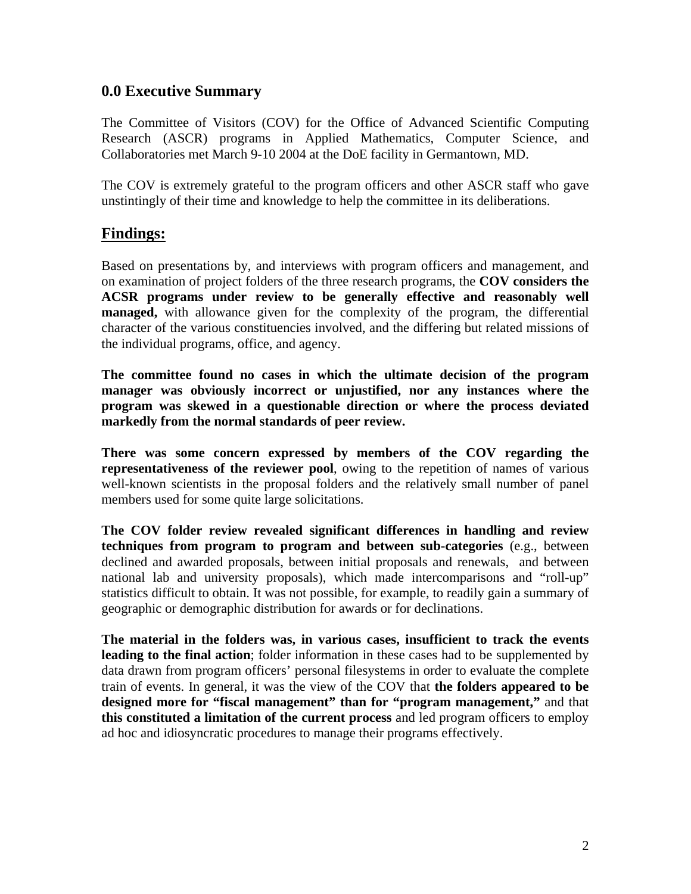## 0.0 Executive Summary

The Committee of Visitors (COV) for the Office of Advanced Scientific Computing Research (ASCR) programs in Applied Mathematics, Computer Science, and Collaboratories met March 9-10 2004 at the DoE facility in Germantown, MD.

The COV is extremely grateful to the program officers and other ASCR staff who gave unstintingly of their time and knowledge to help the committee in its deliberations.

## Findings:

Based on presentations by, and interviews with program officers and management, and on examination of project folders of the three research programs, the **COV considers the ACSR programs under review to be generally effective and reasonably well managed,** with allowance given for the complexity of the program, the differential character of the various constituencies involved, and the differing but related missions of the individual programs, office, and agency.

**The committee found no cases in which the ultimate decision of the program manager was obviously incorrect or unjustified, nor any instances where the program was skewed in a questionable direction or where the process deviated markedly from the normal standards of peer review.**

**There was some concern expressed by members of the COV regarding the representativeness of the reviewer pool**, owing to the repetition of names of various well-known scientists in the proposal folders and the relatively small number of panel members used for some quite large solicitations.

**The COV folder review revealed significant differences in handling and review techniques from program to program and between sub-categories** (e.g., between declined and awarded proposals, between initial proposals and renewals, and between national lab and university proposals), which made intercomparisons and "roll-up" statistics difficult to obtain. It was not possible, for example, to readily gain a summary of geographic or demographic distribution for awards or for declinations.

**The material in the folders was, in various cases, insufficient to track the events leading to the final action**; folder information in these cases had to be supplemented by data drawn from program officers' personal filesystems in order to evaluate the complete train of events. In general, it was the view of the COV that **the folders appeared to be designed more for "fiscal management" than for "program management,"** and that **this constituted a limitation of the current process** and led program officers to employ ad hoc and idiosyncratic procedures to manage their programs effectively.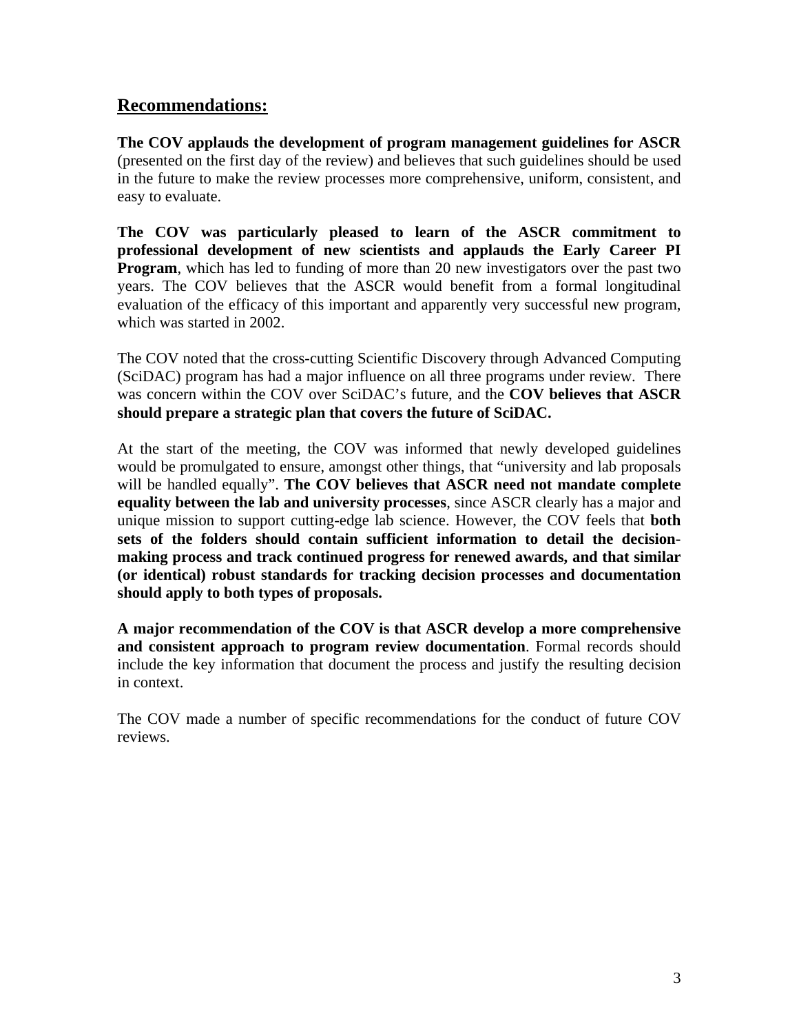## Recommendations:

**The COV applauds the development of program management guidelines for ASCR** (presented on the first day of the review) and believes that such guidelines should be used in the future to make the review processes more comprehensive, uniform, consistent, and easy to evaluate.

**The COV was particularly pleased to learn of the ASCR commitment to professional development of new scientists and applauds the Early Career PI Program**, which has led to funding of more than 20 new investigators over the past two years. The COV believes that the ASCR would benefit from a formal longitudinal evaluation of the efficacy of this important and apparently very successful new program, which was started in 2002.

The COV noted that the cross-cutting Scientific Discovery through Advanced Computing (SciDAC) program has had a major influence on all three programs under review. There was concern within the COV over SciDAC's future, and the **COV believes that ASCR should prepare a strategic plan that covers the future of SciDAC.**

At the start of the meeting, the COV was informed that newly developed guidelines would be promulgated to ensure, amongst other things, that "university and lab proposals will be handled equally". **The COV believes that ASCR need not mandate complete equality between the lab and university processes**, since ASCR clearly has a major and unique mission to support cutting-edge lab science. However, the COV feels that **both sets of the folders should contain sufficient information to detail the decision-making process and track continued progress for renewed awards, and that similar (or identical) robust standards for tracking decision processes and documentation should apply to both types of proposals.**

**A major recommendation of the COV is that ASCR develop a more comprehensive and consistent approach to program review documentation**. Formal records should include the key information that document the process and justify the resulting decision in context.

The COV made a number of specific recommendations for the conduct of future COV reviews.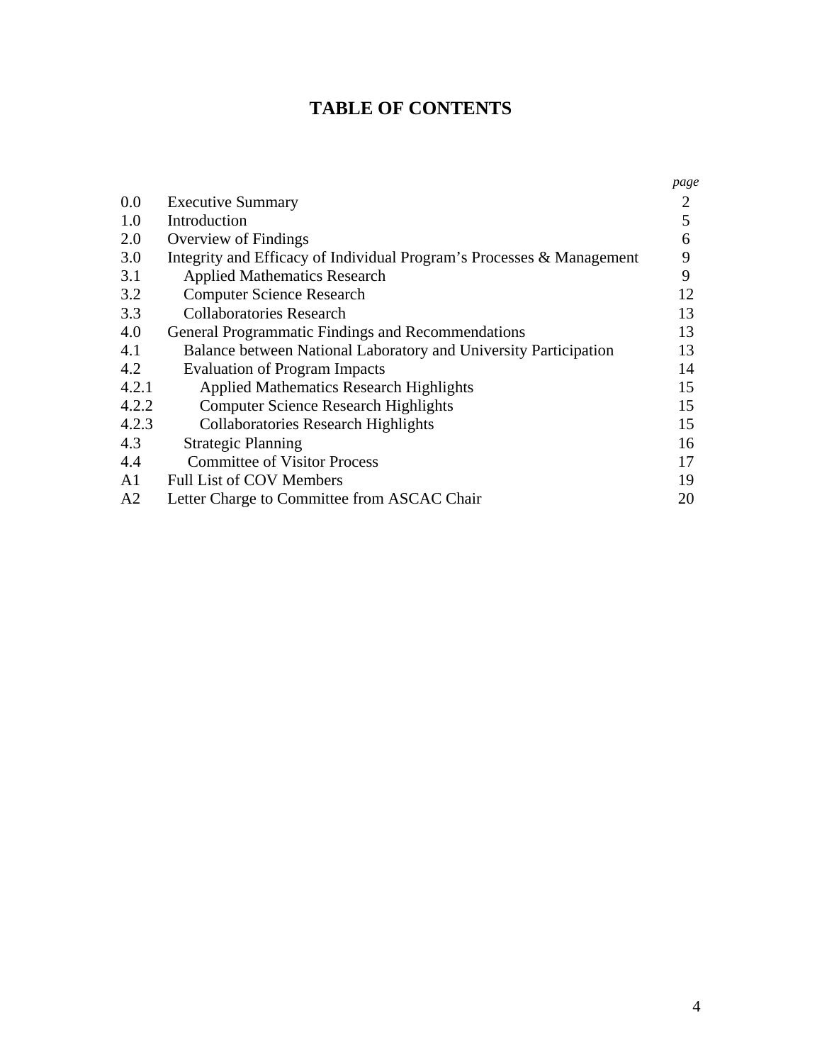# TABLE OF CONTENTS

| | | *page* |
|---|---|---|
| 0.0 | Executive Summary | 2 |
| 1.0 | Introduction | 5 |
| 2.0 | Overview of Findings | 6 |
| 3.0 | Integrity and Efficacy of Individual Program's Processes & Management | 9 |
| 3.1 | Applied Mathematics Research | 9 |
| 3.2 | Computer Science Research | 12 |
| 3.3 | Collaboratories Research | 13 |
| 4.0 | General Programmatic Findings and Recommendations | 13 |
| 4.1 | Balance between National Laboratory and University Participation | 13 |
| 4.2 | Evaluation of Program Impacts | 14 |
| 4.2.1 | Applied Mathematics Research Highlights | 15 |
| 4.2.2 | Computer Science Research Highlights | 15 |
| 4.2.3 | Collaboratories Research Highlights | 15 |
| 4.3 | Strategic Planning | 16 |
| 4.4 | Committee of Visitor Process | 17 |
| A1 | Full List of COV Members | 19 |
| A2 | Letter Charge to Committee from ASCAC Chair | 20 |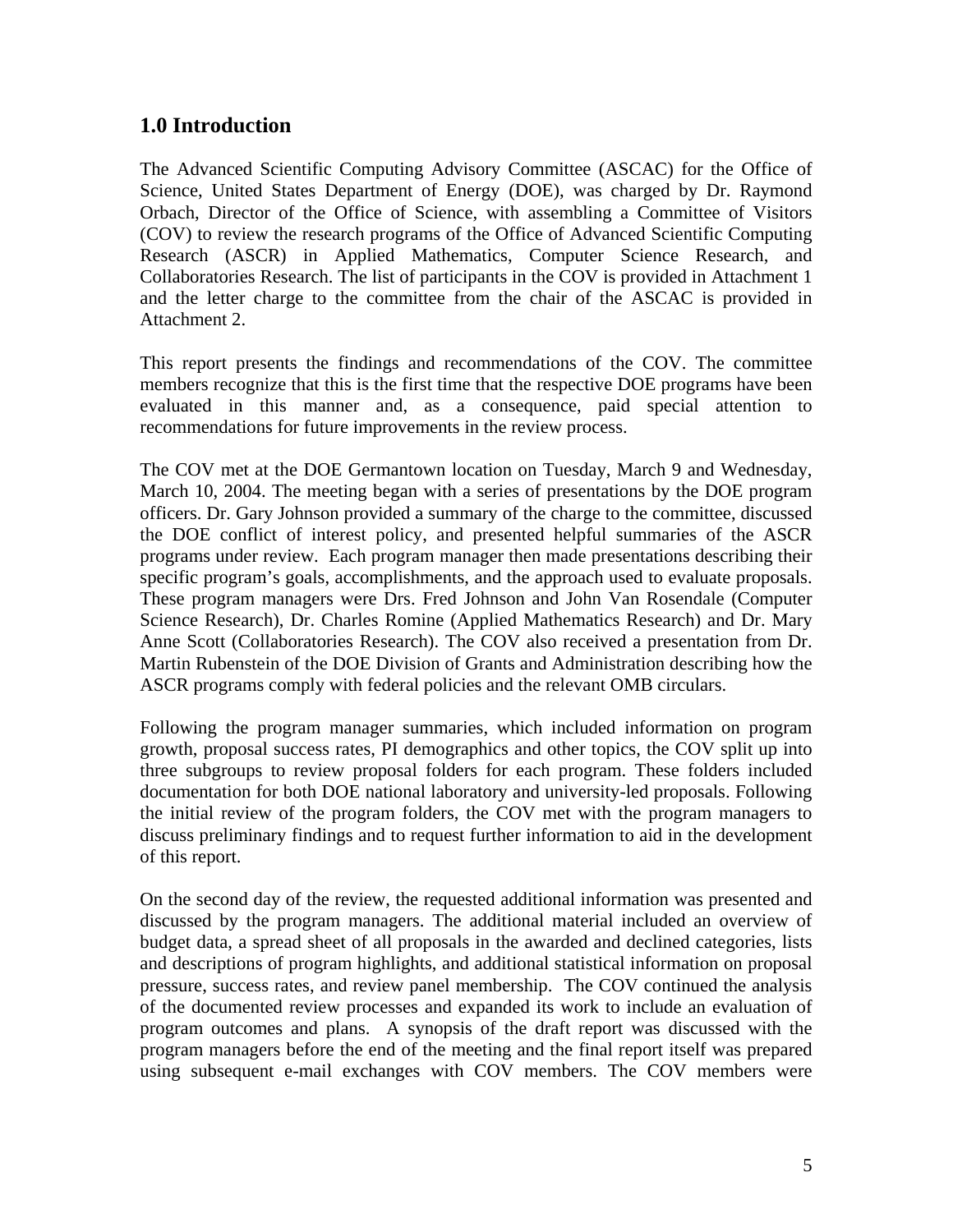## 1.0 Introduction

The Advanced Scientific Computing Advisory Committee (ASCAC) for the Office of Science, United States Department of Energy (DOE), was charged by Dr. Raymond Orbach, Director of the Office of Science, with assembling a Committee of Visitors (COV) to review the research programs of the Office of Advanced Scientific Computing Research (ASCR) in Applied Mathematics, Computer Science Research, and Collaboratories Research. The list of participants in the COV is provided in Attachment 1 and the letter charge to the committee from the chair of the ASCAC is provided in Attachment 2.

This report presents the findings and recommendations of the COV. The committee members recognize that this is the first time that the respective DOE programs have been evaluated in this manner and, as a consequence, paid special attention to recommendations for future improvements in the review process.

The COV met at the DOE Germantown location on Tuesday, March 9 and Wednesday, March 10, 2004. The meeting began with a series of presentations by the DOE program officers. Dr. Gary Johnson provided a summary of the charge to the committee, discussed the DOE conflict of interest policy, and presented helpful summaries of the ASCR programs under review. Each program manager then made presentations describing their specific program's goals, accomplishments, and the approach used to evaluate proposals. These program managers were Drs. Fred Johnson and John Van Rosendale (Computer Science Research), Dr. Charles Romine (Applied Mathematics Research) and Dr. Mary Anne Scott (Collaboratories Research). The COV also received a presentation from Dr. Martin Rubenstein of the DOE Division of Grants and Administration describing how the ASCR programs comply with federal policies and the relevant OMB circulars.

Following the program manager summaries, which included information on program growth, proposal success rates, PI demographics and other topics, the COV split up into three subgroups to review proposal folders for each program. These folders included documentation for both DOE national laboratory and university-led proposals. Following the initial review of the program folders, the COV met with the program managers to discuss preliminary findings and to request further information to aid in the development of this report.

On the second day of the review, the requested additional information was presented and discussed by the program managers. The additional material included an overview of budget data, a spread sheet of all proposals in the awarded and declined categories, lists and descriptions of program highlights, and additional statistical information on proposal pressure, success rates, and review panel membership. The COV continued the analysis of the documented review processes and expanded its work to include an evaluation of program outcomes and plans. A synopsis of the draft report was discussed with the program managers before the end of the meeting and the final report itself was prepared using subsequent e-mail exchanges with COV members. The COV members were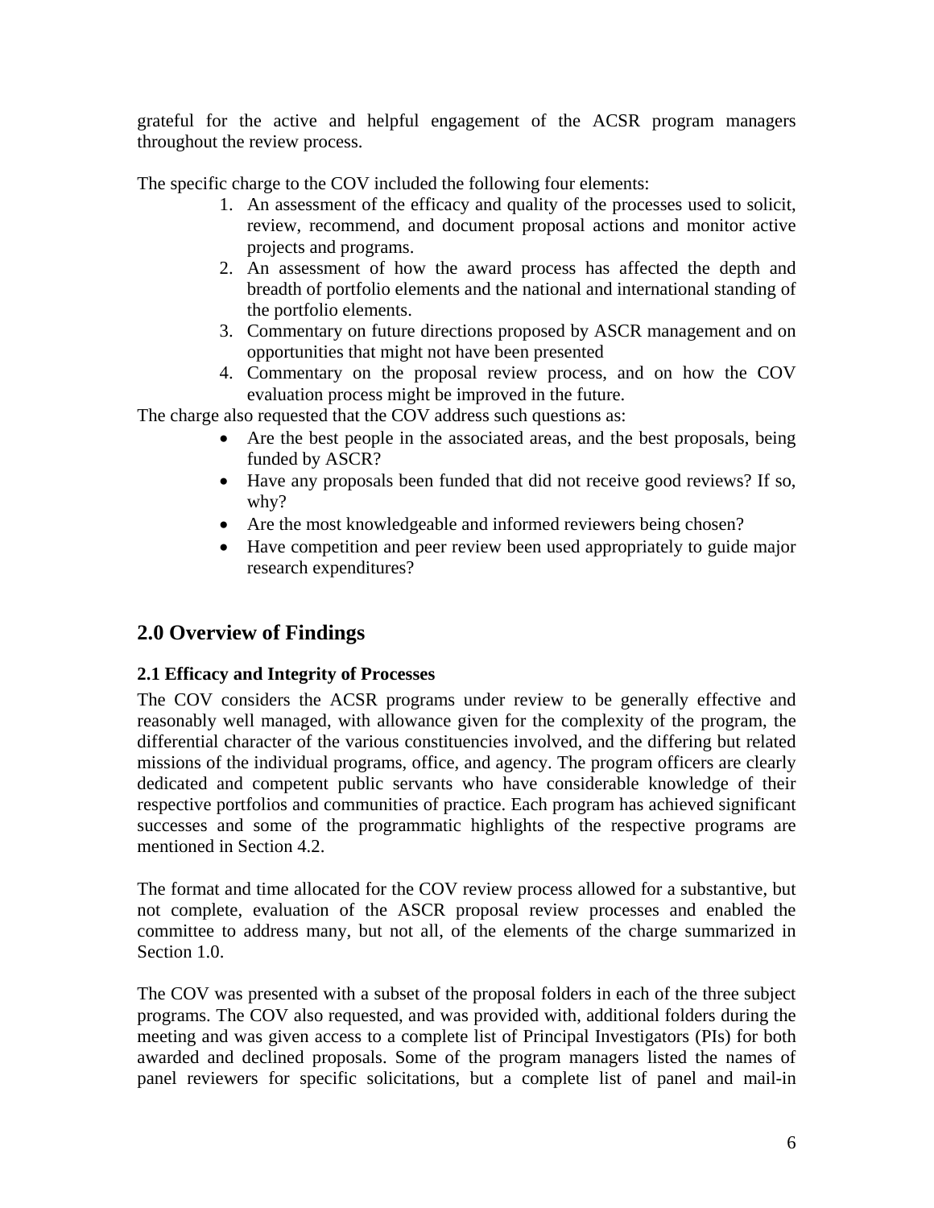grateful for the active and helpful engagement of the ACSR program managers throughout the review process.

The specific charge to the COV included the following four elements:

1. An assessment of the efficacy and quality of the processes used to solicit, review, recommend, and document proposal actions and monitor active projects and programs.
2. An assessment of how the award process has affected the depth and breadth of portfolio elements and the national and international standing of the portfolio elements.
3. Commentary on future directions proposed by ASCR management and on opportunities that might not have been presented
4. Commentary on the proposal review process, and on how the COV evaluation process might be improved in the future.

The charge also requested that the COV address such questions as:

- Are the best people in the associated areas, and the best proposals, being funded by ASCR?
- Have any proposals been funded that did not receive good reviews? If so, why?
- Are the most knowledgeable and informed reviewers being chosen?
- Have competition and peer review been used appropriately to guide major research expenditures?

## 2.0 Overview of Findings

### 2.1 Efficacy and Integrity of Processes

The COV considers the ACSR programs under review to be generally effective and reasonably well managed, with allowance given for the complexity of the program, the differential character of the various constituencies involved, and the differing but related missions of the individual programs, office, and agency. The program officers are clearly dedicated and competent public servants who have considerable knowledge of their respective portfolios and communities of practice. Each program has achieved significant successes and some of the programmatic highlights of the respective programs are mentioned in Section 4.2.

The format and time allocated for the COV review process allowed for a substantive, but not complete, evaluation of the ASCR proposal review processes and enabled the committee to address many, but not all, of the elements of the charge summarized in Section 1.0.

The COV was presented with a subset of the proposal folders in each of the three subject programs. The COV also requested, and was provided with, additional folders during the meeting and was given access to a complete list of Principal Investigators (PIs) for both awarded and declined proposals. Some of the program managers listed the names of panel reviewers for specific solicitations, but a complete list of panel and mail-in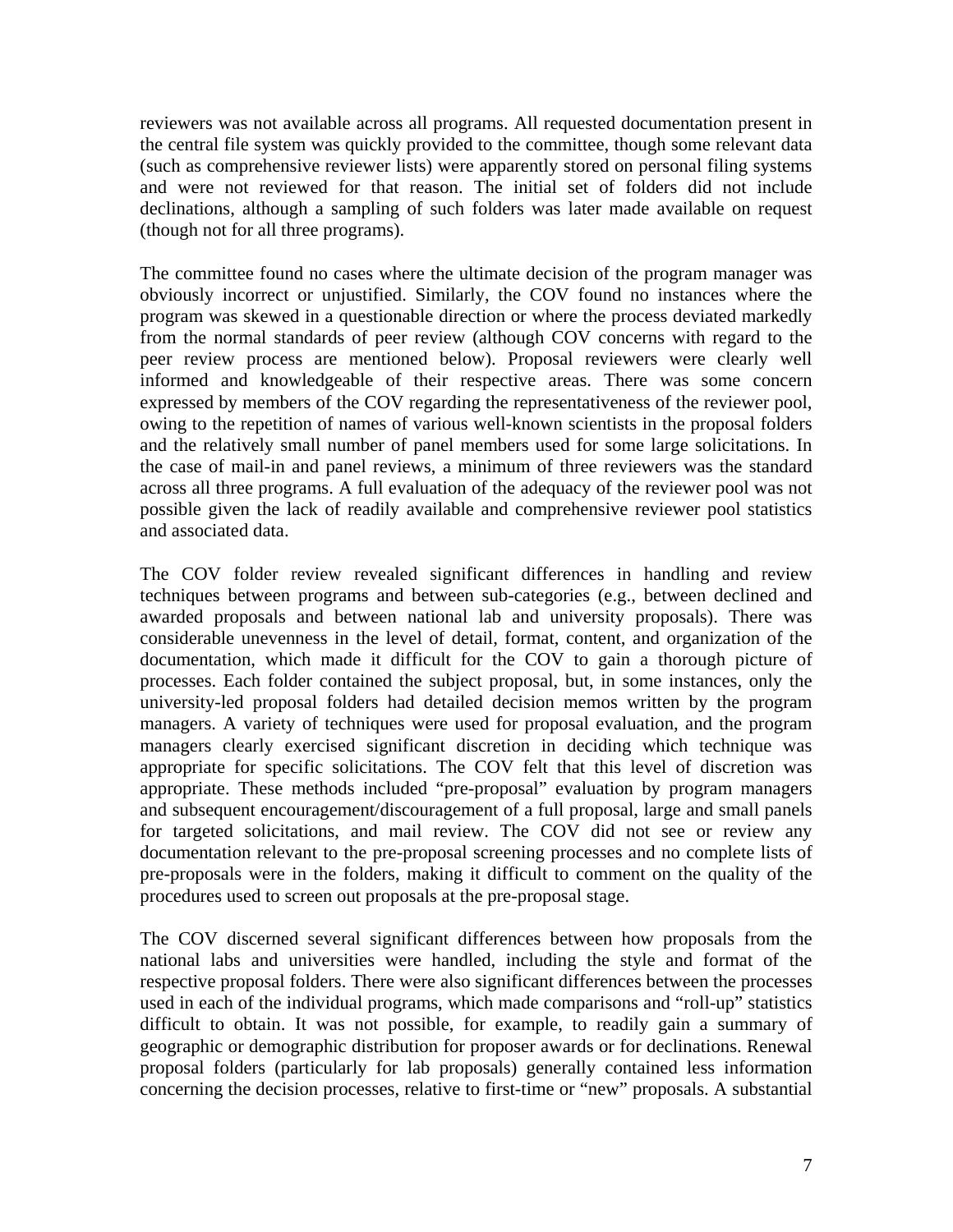reviewers was not available across all programs. All requested documentation present in the central file system was quickly provided to the committee, though some relevant data (such as comprehensive reviewer lists) were apparently stored on personal filing systems and were not reviewed for that reason. The initial set of folders did not include declinations, although a sampling of such folders was later made available on request (though not for all three programs).

The committee found no cases where the ultimate decision of the program manager was obviously incorrect or unjustified. Similarly, the COV found no instances where the program was skewed in a questionable direction or where the process deviated markedly from the normal standards of peer review (although COV concerns with regard to the peer review process are mentioned below). Proposal reviewers were clearly well informed and knowledgeable of their respective areas. There was some concern expressed by members of the COV regarding the representativeness of the reviewer pool, owing to the repetition of names of various well-known scientists in the proposal folders and the relatively small number of panel members used for some large solicitations. In the case of mail-in and panel reviews, a minimum of three reviewers was the standard across all three programs. A full evaluation of the adequacy of the reviewer pool was not possible given the lack of readily available and comprehensive reviewer pool statistics and associated data.

The COV folder review revealed significant differences in handling and review techniques between programs and between sub-categories (e.g., between declined and awarded proposals and between national lab and university proposals). There was considerable unevenness in the level of detail, format, content, and organization of the documentation, which made it difficult for the COV to gain a thorough picture of processes. Each folder contained the subject proposal, but, in some instances, only the university-led proposal folders had detailed decision memos written by the program managers. A variety of techniques were used for proposal evaluation, and the program managers clearly exercised significant discretion in deciding which technique was appropriate for specific solicitations. The COV felt that this level of discretion was appropriate. These methods included "pre-proposal" evaluation by program managers and subsequent encouragement/discouragement of a full proposal, large and small panels for targeted solicitations, and mail review. The COV did not see or review any documentation relevant to the pre-proposal screening processes and no complete lists of pre-proposals were in the folders, making it difficult to comment on the quality of the procedures used to screen out proposals at the pre-proposal stage.

The COV discerned several significant differences between how proposals from the national labs and universities were handled, including the style and format of the respective proposal folders. There were also significant differences between the processes used in each of the individual programs, which made comparisons and "roll-up" statistics difficult to obtain. It was not possible, for example, to readily gain a summary of geographic or demographic distribution for proposer awards or for declinations. Renewal proposal folders (particularly for lab proposals) generally contained less information concerning the decision processes, relative to first-time or "new" proposals. A substantial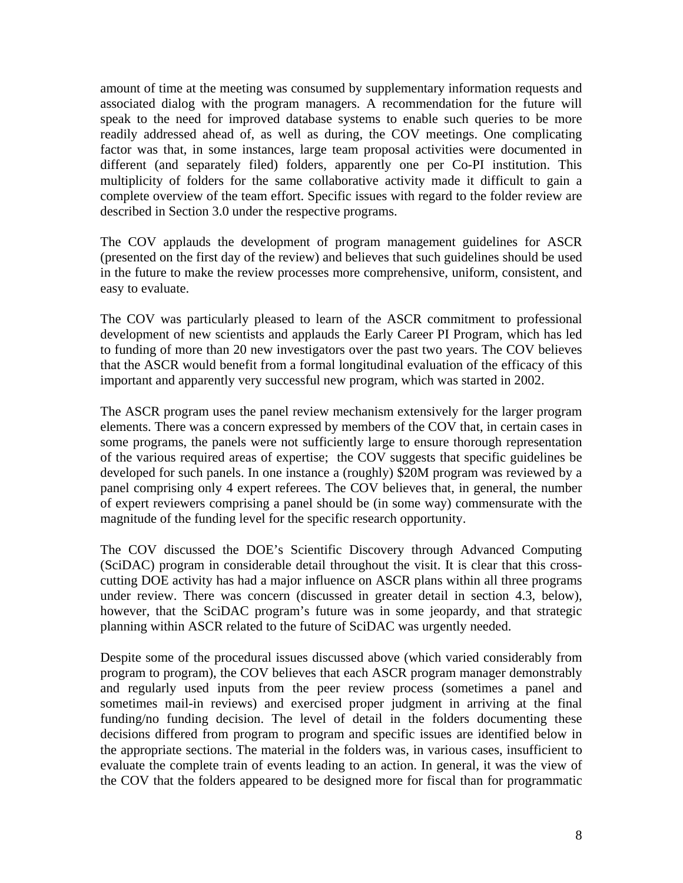amount of time at the meeting was consumed by supplementary information requests and associated dialog with the program managers. A recommendation for the future will speak to the need for improved database systems to enable such queries to be more readily addressed ahead of, as well as during, the COV meetings. One complicating factor was that, in some instances, large team proposal activities were documented in different (and separately filed) folders, apparently one per Co-PI institution. This multiplicity of folders for the same collaborative activity made it difficult to gain a complete overview of the team effort. Specific issues with regard to the folder review are described in Section 3.0 under the respective programs.

The COV applauds the development of program management guidelines for ASCR (presented on the first day of the review) and believes that such guidelines should be used in the future to make the review processes more comprehensive, uniform, consistent, and easy to evaluate.

The COV was particularly pleased to learn of the ASCR commitment to professional development of new scientists and applauds the Early Career PI Program, which has led to funding of more than 20 new investigators over the past two years. The COV believes that the ASCR would benefit from a formal longitudinal evaluation of the efficacy of this important and apparently very successful new program, which was started in 2002.

The ASCR program uses the panel review mechanism extensively for the larger program elements. There was a concern expressed by members of the COV that, in certain cases in some programs, the panels were not sufficiently large to ensure thorough representation of the various required areas of expertise; the COV suggests that specific guidelines be developed for such panels. In one instance a (roughly) \$20M program was reviewed by a panel comprising only 4 expert referees. The COV believes that, in general, the number of expert reviewers comprising a panel should be (in some way) commensurate with the magnitude of the funding level for the specific research opportunity.

The COV discussed the DOE's Scientific Discovery through Advanced Computing (SciDAC) program in considerable detail throughout the visit. It is clear that this cross-cutting DOE activity has had a major influence on ASCR plans within all three programs under review. There was concern (discussed in greater detail in section 4.3, below), however, that the SciDAC program's future was in some jeopardy, and that strategic planning within ASCR related to the future of SciDAC was urgently needed.

Despite some of the procedural issues discussed above (which varied considerably from program to program), the COV believes that each ASCR program manager demonstrably and regularly used inputs from the peer review process (sometimes a panel and sometimes mail-in reviews) and exercised proper judgment in arriving at the final funding/no funding decision. The level of detail in the folders documenting these decisions differed from program to program and specific issues are identified below in the appropriate sections. The material in the folders was, in various cases, insufficient to evaluate the complete train of events leading to an action. In general, it was the view of the COV that the folders appeared to be designed more for fiscal than for programmatic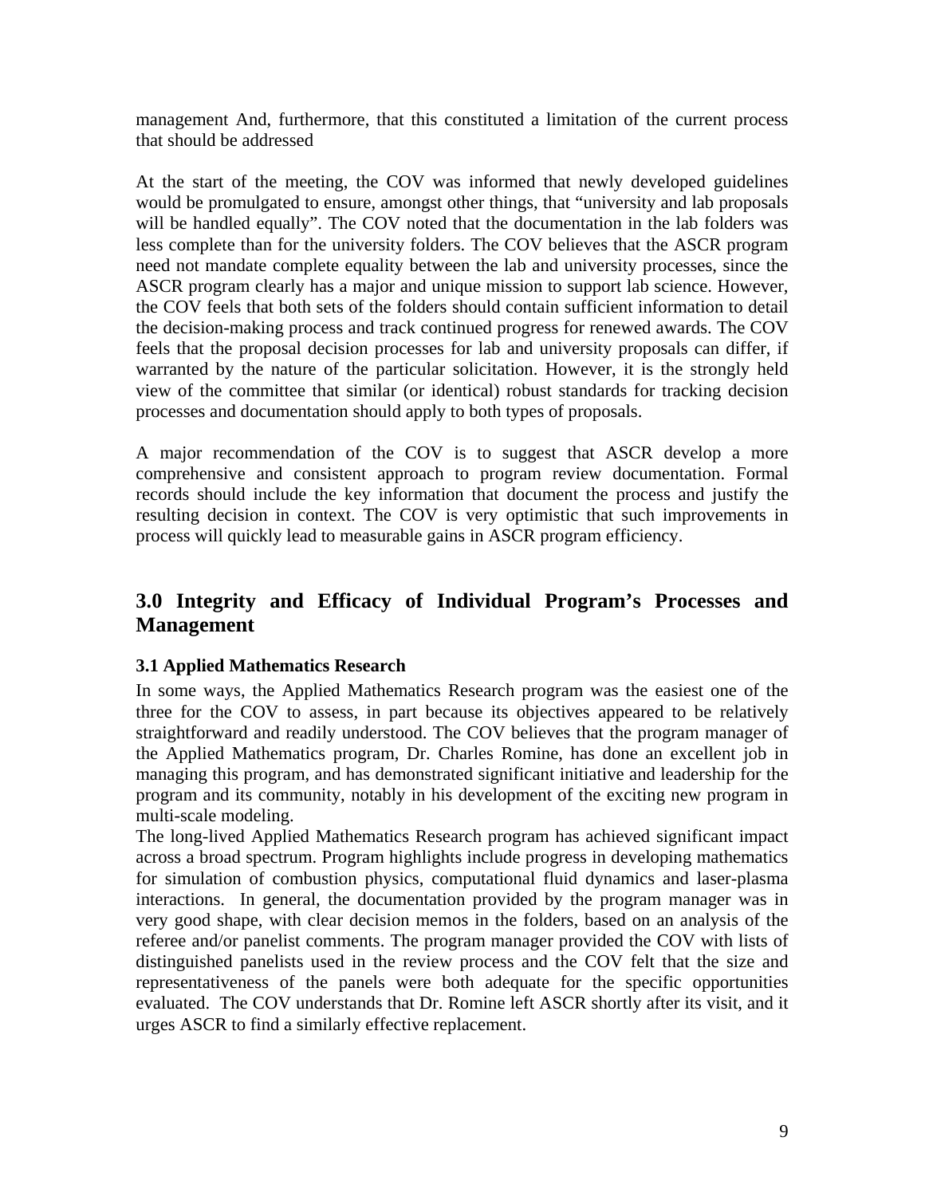management And, furthermore, that this constituted a limitation of the current process that should be addressed

At the start of the meeting, the COV was informed that newly developed guidelines would be promulgated to ensure, amongst other things, that "university and lab proposals will be handled equally". The COV noted that the documentation in the lab folders was less complete than for the university folders. The COV believes that the ASCR program need not mandate complete equality between the lab and university processes, since the ASCR program clearly has a major and unique mission to support lab science. However, the COV feels that both sets of the folders should contain sufficient information to detail the decision-making process and track continued progress for renewed awards. The COV feels that the proposal decision processes for lab and university proposals can differ, if warranted by the nature of the particular solicitation. However, it is the strongly held view of the committee that similar (or identical) robust standards for tracking decision processes and documentation should apply to both types of proposals.

A major recommendation of the COV is to suggest that ASCR develop a more comprehensive and consistent approach to program review documentation. Formal records should include the key information that document the process and justify the resulting decision in context. The COV is very optimistic that such improvements in process will quickly lead to measurable gains in ASCR program efficiency.

## 3.0 Integrity and Efficacy of Individual Program's Processes and Management

### 3.1 Applied Mathematics Research

In some ways, the Applied Mathematics Research program was the easiest one of the three for the COV to assess, in part because its objectives appeared to be relatively straightforward and readily understood. The COV believes that the program manager of the Applied Mathematics program, Dr. Charles Romine, has done an excellent job in managing this program, and has demonstrated significant initiative and leadership for the program and its community, notably in his development of the exciting new program in multi-scale modeling.

The long-lived Applied Mathematics Research program has achieved significant impact across a broad spectrum. Program highlights include progress in developing mathematics for simulation of combustion physics, computational fluid dynamics and laser-plasma interactions. In general, the documentation provided by the program manager was in very good shape, with clear decision memos in the folders, based on an analysis of the referee and/or panelist comments. The program manager provided the COV with lists of distinguished panelists used in the review process and the COV felt that the size and representativeness of the panels were both adequate for the specific opportunities evaluated. The COV understands that Dr. Romine left ASCR shortly after its visit, and it urges ASCR to find a similarly effective replacement.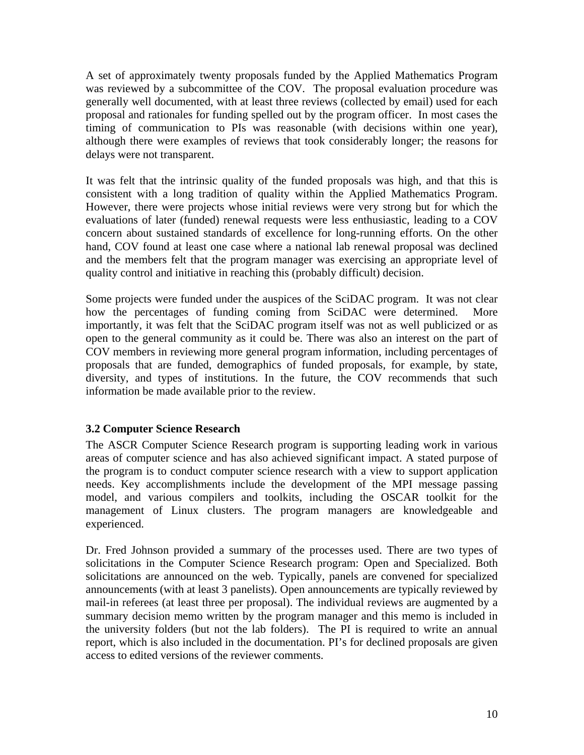A set of approximately twenty proposals funded by the Applied Mathematics Program was reviewed by a subcommittee of the COV. The proposal evaluation procedure was generally well documented, with at least three reviews (collected by email) used for each proposal and rationales for funding spelled out by the program officer. In most cases the timing of communication to PIs was reasonable (with decisions within one year), although there were examples of reviews that took considerably longer; the reasons for delays were not transparent.

It was felt that the intrinsic quality of the funded proposals was high, and that this is consistent with a long tradition of quality within the Applied Mathematics Program. However, there were projects whose initial reviews were very strong but for which the evaluations of later (funded) renewal requests were less enthusiastic, leading to a COV concern about sustained standards of excellence for long-running efforts. On the other hand, COV found at least one case where a national lab renewal proposal was declined and the members felt that the program manager was exercising an appropriate level of quality control and initiative in reaching this (probably difficult) decision.

Some projects were funded under the auspices of the SciDAC program. It was not clear how the percentages of funding coming from SciDAC were determined. More importantly, it was felt that the SciDAC program itself was not as well publicized or as open to the general community as it could be. There was also an interest on the part of COV members in reviewing more general program information, including percentages of proposals that are funded, demographics of funded proposals, for example, by state, diversity, and types of institutions. In the future, the COV recommends that such information be made available prior to the review.

### 3.2 Computer Science Research

The ASCR Computer Science Research program is supporting leading work in various areas of computer science and has also achieved significant impact. A stated purpose of the program is to conduct computer science research with a view to support application needs. Key accomplishments include the development of the MPI message passing model, and various compilers and toolkits, including the OSCAR toolkit for the management of Linux clusters. The program managers are knowledgeable and experienced.

Dr. Fred Johnson provided a summary of the processes used. There are two types of solicitations in the Computer Science Research program: Open and Specialized. Both solicitations are announced on the web. Typically, panels are convened for specialized announcements (with at least 3 panelists). Open announcements are typically reviewed by mail-in referees (at least three per proposal). The individual reviews are augmented by a summary decision memo written by the program manager and this memo is included in the university folders (but not the lab folders). The PI is required to write an annual report, which is also included in the documentation. PI's for declined proposals are given access to edited versions of the reviewer comments.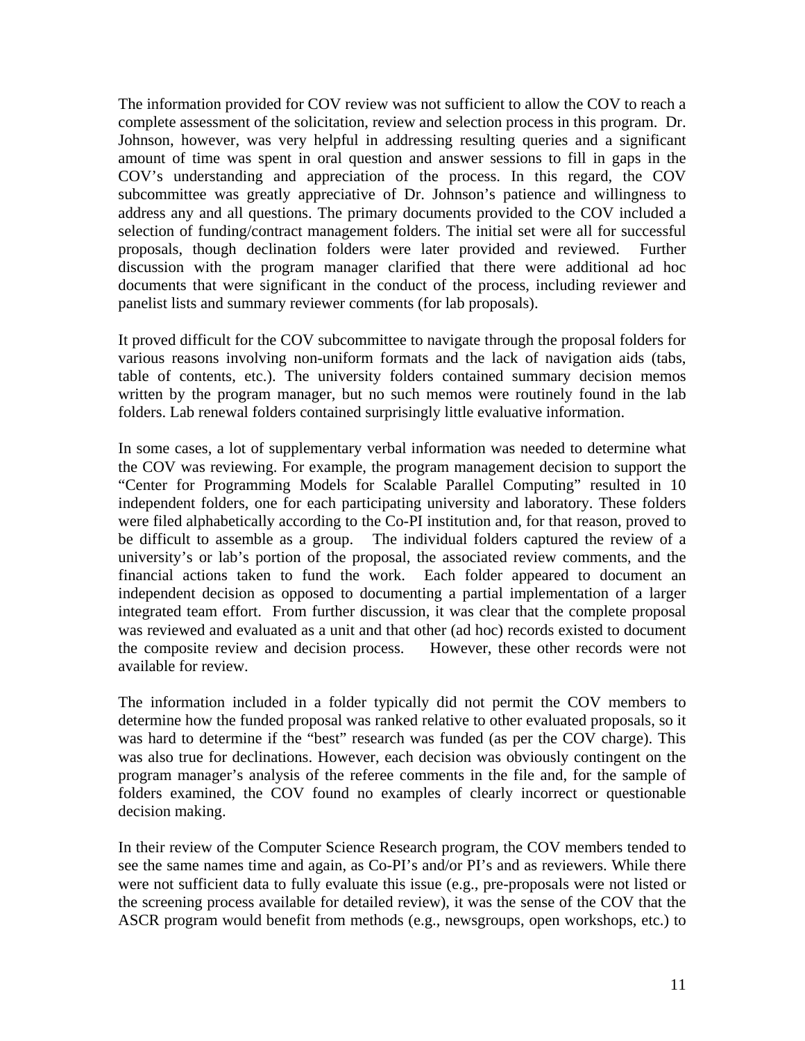The information provided for COV review was not sufficient to allow the COV to reach a complete assessment of the solicitation, review and selection process in this program. Dr. Johnson, however, was very helpful in addressing resulting queries and a significant amount of time was spent in oral question and answer sessions to fill in gaps in the COV's understanding and appreciation of the process. In this regard, the COV subcommittee was greatly appreciative of Dr. Johnson's patience and willingness to address any and all questions. The primary documents provided to the COV included a selection of funding/contract management folders. The initial set were all for successful proposals, though declination folders were later provided and reviewed. Further discussion with the program manager clarified that there were additional ad hoc documents that were significant in the conduct of the process, including reviewer and panelist lists and summary reviewer comments (for lab proposals).

It proved difficult for the COV subcommittee to navigate through the proposal folders for various reasons involving non-uniform formats and the lack of navigation aids (tabs, table of contents, etc.). The university folders contained summary decision memos written by the program manager, but no such memos were routinely found in the lab folders. Lab renewal folders contained surprisingly little evaluative information.

In some cases, a lot of supplementary verbal information was needed to determine what the COV was reviewing. For example, the program management decision to support the "Center for Programming Models for Scalable Parallel Computing" resulted in 10 independent folders, one for each participating university and laboratory. These folders were filed alphabetically according to the Co-PI institution and, for that reason, proved to be difficult to assemble as a group. The individual folders captured the review of a university's or lab's portion of the proposal, the associated review comments, and the financial actions taken to fund the work. Each folder appeared to document an independent decision as opposed to documenting a partial implementation of a larger integrated team effort. From further discussion, it was clear that the complete proposal was reviewed and evaluated as a unit and that other (ad hoc) records existed to document the composite review and decision process. However, these other records were not available for review.

The information included in a folder typically did not permit the COV members to determine how the funded proposal was ranked relative to other evaluated proposals, so it was hard to determine if the "best" research was funded (as per the COV charge). This was also true for declinations. However, each decision was obviously contingent on the program manager's analysis of the referee comments in the file and, for the sample of folders examined, the COV found no examples of clearly incorrect or questionable decision making.

In their review of the Computer Science Research program, the COV members tended to see the same names time and again, as Co-PI's and/or PI's and as reviewers. While there were not sufficient data to fully evaluate this issue (e.g., pre-proposals were not listed or the screening process available for detailed review), it was the sense of the COV that the ASCR program would benefit from methods (e.g., newsgroups, open workshops, etc.) to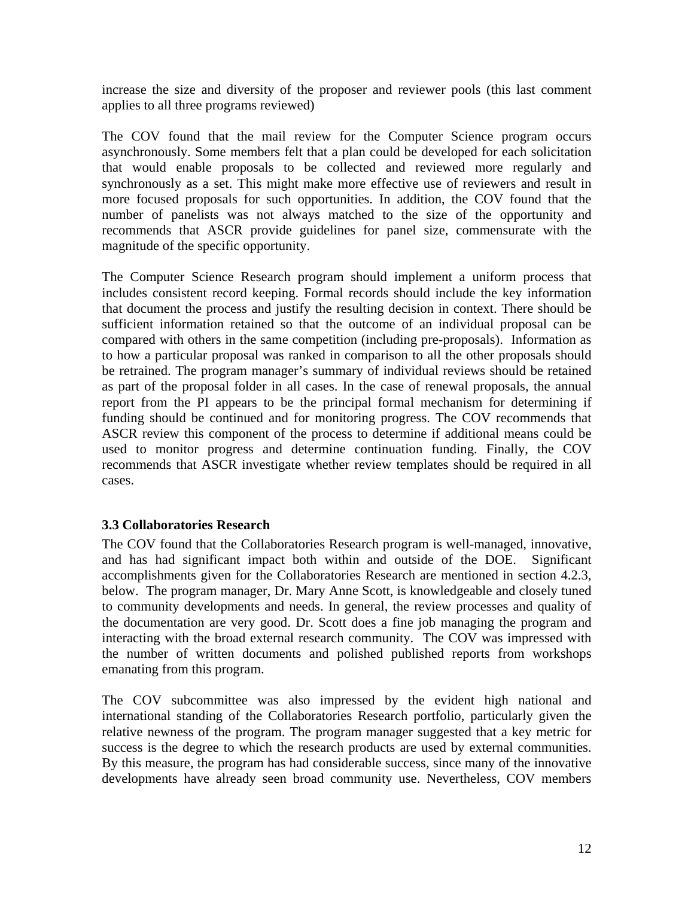increase the size and diversity of the proposer and reviewer pools (this last comment applies to all three programs reviewed)

The COV found that the mail review for the Computer Science program occurs asynchronously. Some members felt that a plan could be developed for each solicitation that would enable proposals to be collected and reviewed more regularly and synchronously as a set. This might make more effective use of reviewers and result in more focused proposals for such opportunities. In addition, the COV found that the number of panelists was not always matched to the size of the opportunity and recommends that ASCR provide guidelines for panel size, commensurate with the magnitude of the specific opportunity.

The Computer Science Research program should implement a uniform process that includes consistent record keeping. Formal records should include the key information that document the process and justify the resulting decision in context. There should be sufficient information retained so that the outcome of an individual proposal can be compared with others in the same competition (including pre-proposals). Information as to how a particular proposal was ranked in comparison to all the other proposals should be retrained. The program manager's summary of individual reviews should be retained as part of the proposal folder in all cases. In the case of renewal proposals, the annual report from the PI appears to be the principal formal mechanism for determining if funding should be continued and for monitoring progress. The COV recommends that ASCR review this component of the process to determine if additional means could be used to monitor progress and determine continuation funding. Finally, the COV recommends that ASCR investigate whether review templates should be required in all cases.

### 3.3 Collaboratories Research

The COV found that the Collaboratories Research program is well-managed, innovative, and has had significant impact both within and outside of the DOE. Significant accomplishments given for the Collaboratories Research are mentioned in section 4.2.3, below. The program manager, Dr. Mary Anne Scott, is knowledgeable and closely tuned to community developments and needs. In general, the review processes and quality of the documentation are very good. Dr. Scott does a fine job managing the program and interacting with the broad external research community. The COV was impressed with the number of written documents and polished published reports from workshops emanating from this program.

The COV subcommittee was also impressed by the evident high national and international standing of the Collaboratories Research portfolio, particularly given the relative newness of the program. The program manager suggested that a key metric for success is the degree to which the research products are used by external communities. By this measure, the program has had considerable success, since many of the innovative developments have already seen broad community use. Nevertheless, COV members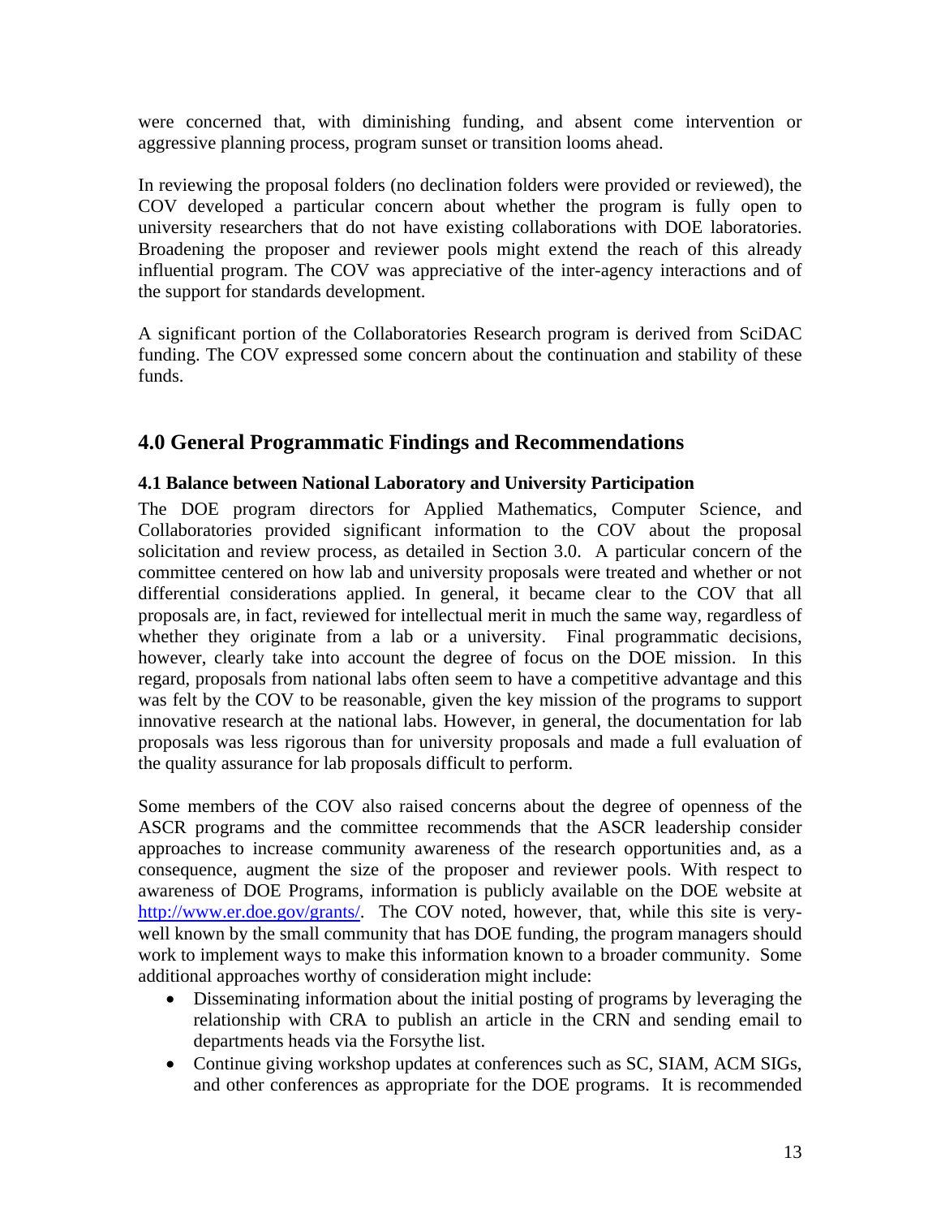were concerned that, with diminishing funding, and absent come intervention or aggressive planning process, program sunset or transition looms ahead.

In reviewing the proposal folders (no declination folders were provided or reviewed), the COV developed a particular concern about whether the program is fully open to university researchers that do not have existing collaborations with DOE laboratories. Broadening the proposer and reviewer pools might extend the reach of this already influential program. The COV was appreciative of the inter-agency interactions and of the support for standards development.

A significant portion of the Collaboratories Research program is derived from SciDAC funding. The COV expressed some concern about the continuation and stability of these funds.

## 4.0 General Programmatic Findings and Recommendations

### 4.1 Balance between National Laboratory and University Participation

The DOE program directors for Applied Mathematics, Computer Science, and Collaboratories provided significant information to the COV about the proposal solicitation and review process, as detailed in Section 3.0. A particular concern of the committee centered on how lab and university proposals were treated and whether or not differential considerations applied. In general, it became clear to the COV that all proposals are, in fact, reviewed for intellectual merit in much the same way, regardless of whether they originate from a lab or a university. Final programmatic decisions, however, clearly take into account the degree of focus on the DOE mission. In this regard, proposals from national labs often seem to have a competitive advantage and this was felt by the COV to be reasonable, given the key mission of the programs to support innovative research at the national labs. However, in general, the documentation for lab proposals was less rigorous than for university proposals and made a full evaluation of the quality assurance for lab proposals difficult to perform.

Some members of the COV also raised concerns about the degree of openness of the ASCR programs and the committee recommends that the ASCR leadership consider approaches to increase community awareness of the research opportunities and, as a consequence, augment the size of the proposer and reviewer pools. With respect to awareness of DOE Programs, information is publicly available on the DOE website at http://www.er.doe.gov/grants/. The COV noted, however, that, while this site is very-well known by the small community that has DOE funding, the program managers should work to implement ways to make this information known to a broader community. Some additional approaches worthy of consideration might include:

- Disseminating information about the initial posting of programs by leveraging the relationship with CRA to publish an article in the CRN and sending email to departments heads via the Forsythe list.
- Continue giving workshop updates at conferences such as SC, SIAM, ACM SIGs, and other conferences as appropriate for the DOE programs. It is recommended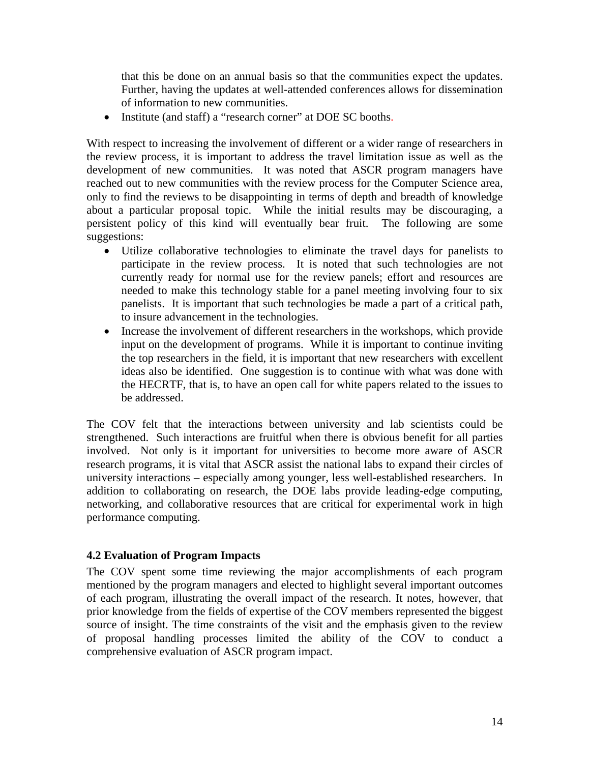that this be done on an annual basis so that the communities expect the updates. Further, having the updates at well-attended conferences allows for dissemination of information to new communities.

- Institute (and staff) a "research corner" at DOE SC booths.

With respect to increasing the involvement of different or a wider range of researchers in the review process, it is important to address the travel limitation issue as well as the development of new communities. It was noted that ASCR program managers have reached out to new communities with the review process for the Computer Science area, only to find the reviews to be disappointing in terms of depth and breadth of knowledge about a particular proposal topic. While the initial results may be discouraging, a persistent policy of this kind will eventually bear fruit. The following are some suggestions:

- Utilize collaborative technologies to eliminate the travel days for panelists to participate in the review process. It is noted that such technologies are not currently ready for normal use for the review panels; effort and resources are needed to make this technology stable for a panel meeting involving four to six panelists. It is important that such technologies be made a part of a critical path, to insure advancement in the technologies.
- Increase the involvement of different researchers in the workshops, which provide input on the development of programs. While it is important to continue inviting the top researchers in the field, it is important that new researchers with excellent ideas also be identified. One suggestion is to continue with what was done with the HECRTF, that is, to have an open call for white papers related to the issues to be addressed.

The COV felt that the interactions between university and lab scientists could be strengthened. Such interactions are fruitful when there is obvious benefit for all parties involved. Not only is it important for universities to become more aware of ASCR research programs, it is vital that ASCR assist the national labs to expand their circles of university interactions – especially among younger, less well-established researchers. In addition to collaborating on research, the DOE labs provide leading-edge computing, networking, and collaborative resources that are critical for experimental work in high performance computing.

### 4.2 Evaluation of Program Impacts

The COV spent some time reviewing the major accomplishments of each program mentioned by the program managers and elected to highlight several important outcomes of each program, illustrating the overall impact of the research. It notes, however, that prior knowledge from the fields of expertise of the COV members represented the biggest source of insight. The time constraints of the visit and the emphasis given to the review of proposal handling processes limited the ability of the COV to conduct a comprehensive evaluation of ASCR program impact.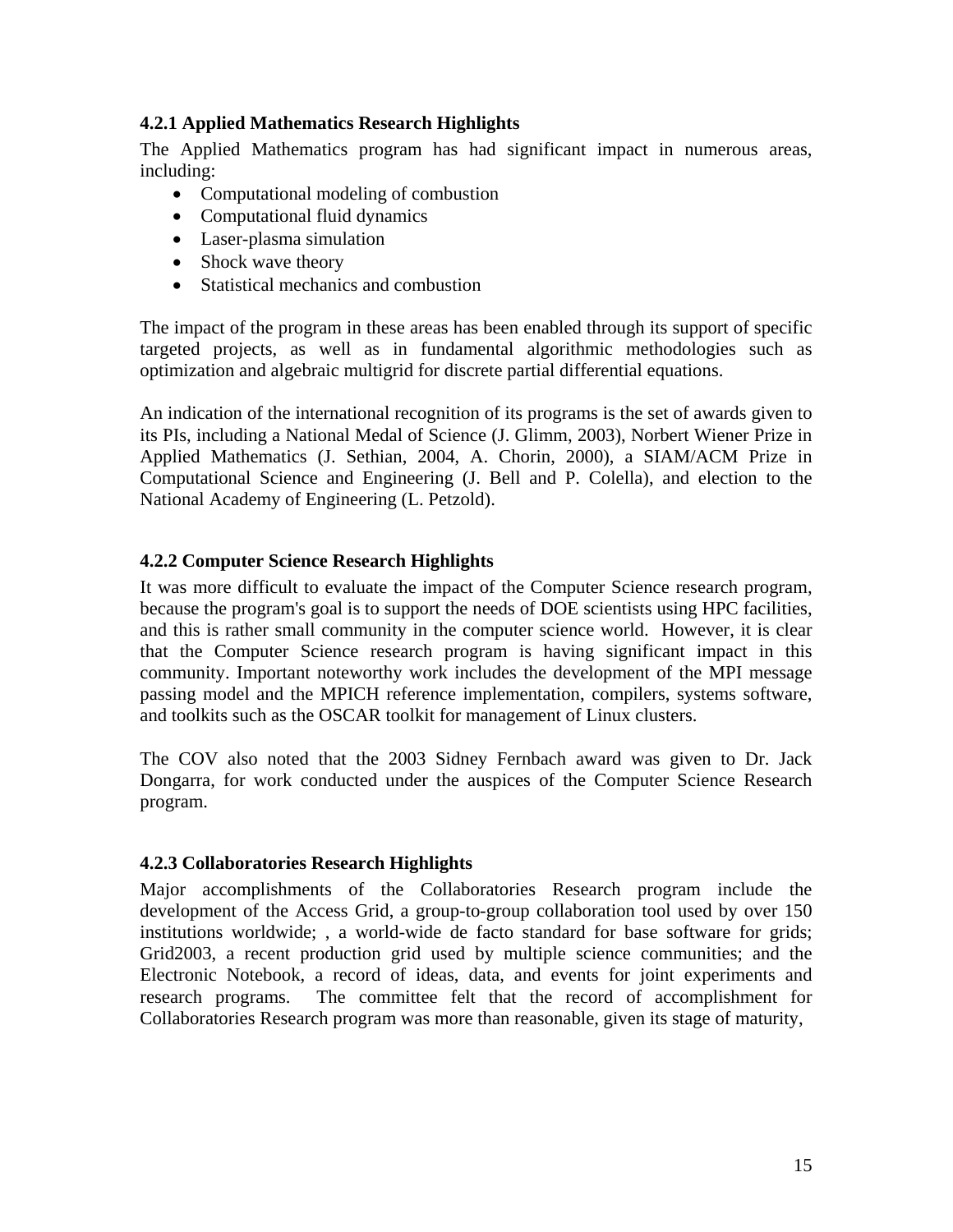### 4.2.1 Applied Mathematics Research Highlights

The Applied Mathematics program has had significant impact in numerous areas, including:

- Computational modeling of combustion
- Computational fluid dynamics
- Laser-plasma simulation
- Shock wave theory
- Statistical mechanics and combustion

The impact of the program in these areas has been enabled through its support of specific targeted projects, as well as in fundamental algorithmic methodologies such as optimization and algebraic multigrid for discrete partial differential equations.

An indication of the international recognition of its programs is the set of awards given to its PIs, including a National Medal of Science (J. Glimm, 2003), Norbert Wiener Prize in Applied Mathematics (J. Sethian, 2004, A. Chorin, 2000), a SIAM/ACM Prize in Computational Science and Engineering (J. Bell and P. Colella), and election to the National Academy of Engineering (L. Petzold).

### 4.2.2 Computer Science Research Highlights

It was more difficult to evaluate the impact of the Computer Science research program, because the program's goal is to support the needs of DOE scientists using HPC facilities, and this is rather small community in the computer science world. However, it is clear that the Computer Science research program is having significant impact in this community. Important noteworthy work includes the development of the MPI message passing model and the MPICH reference implementation, compilers, systems software, and toolkits such as the OSCAR toolkit for management of Linux clusters.

The COV also noted that the 2003 Sidney Fernbach award was given to Dr. Jack Dongarra, for work conducted under the auspices of the Computer Science Research program.

### 4.2.3 Collaboratories Research Highlights

Major accomplishments of the Collaboratories Research program include the development of the Access Grid, a group-to-group collaboration tool used by over 150 institutions worldwide; , a world-wide de facto standard for base software for grids; Grid2003, a recent production grid used by multiple science communities; and the Electronic Notebook, a record of ideas, data, and events for joint experiments and research programs. The committee felt that the record of accomplishment for Collaboratories Research program was more than reasonable, given its stage of maturity,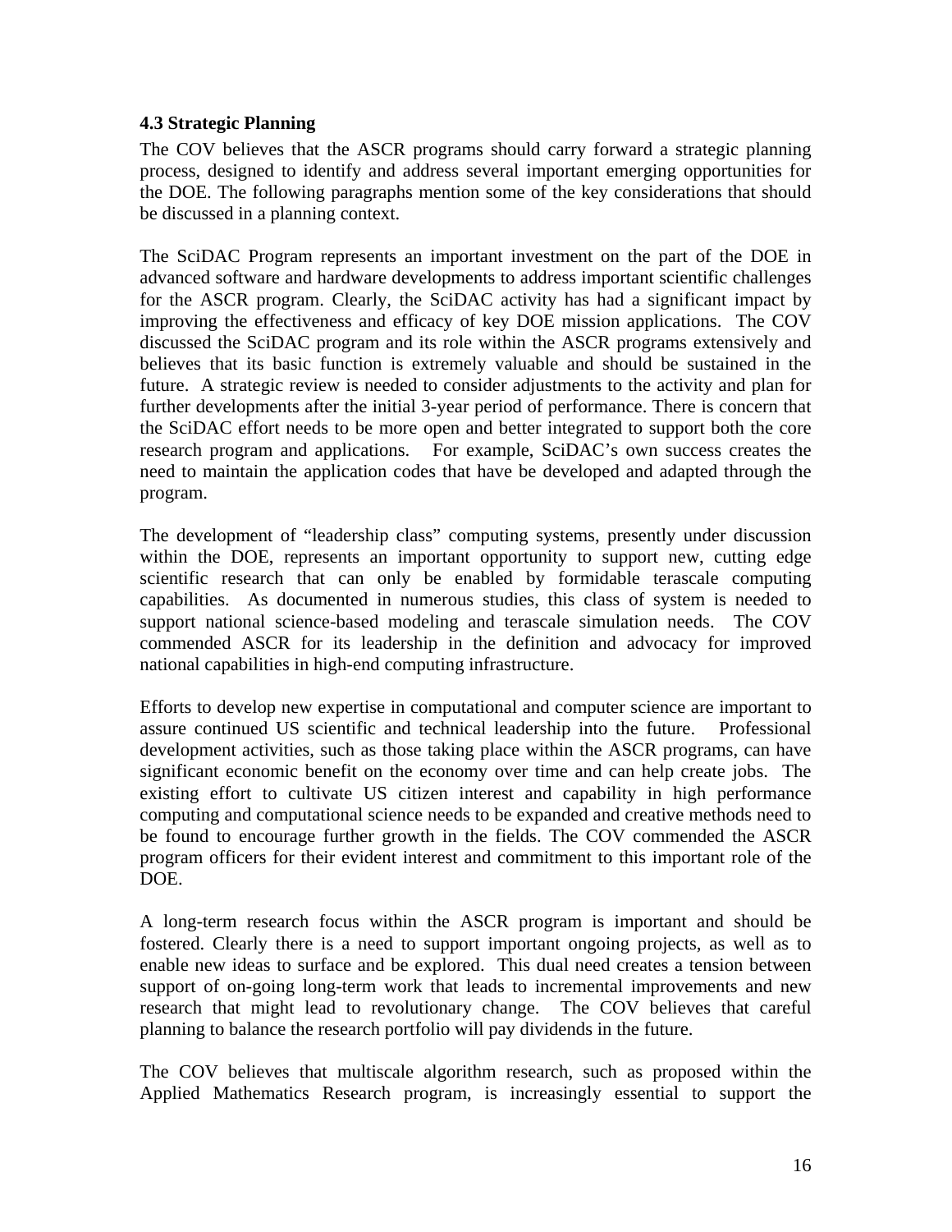### 4.3 Strategic Planning

The COV believes that the ASCR programs should carry forward a strategic planning process, designed to identify and address several important emerging opportunities for the DOE. The following paragraphs mention some of the key considerations that should be discussed in a planning context.

The SciDAC Program represents an important investment on the part of the DOE in advanced software and hardware developments to address important scientific challenges for the ASCR program. Clearly, the SciDAC activity has had a significant impact by improving the effectiveness and efficacy of key DOE mission applications. The COV discussed the SciDAC program and its role within the ASCR programs extensively and believes that its basic function is extremely valuable and should be sustained in the future. A strategic review is needed to consider adjustments to the activity and plan for further developments after the initial 3-year period of performance. There is concern that the SciDAC effort needs to be more open and better integrated to support both the core research program and applications. For example, SciDAC's own success creates the need to maintain the application codes that have be developed and adapted through the program.

The development of "leadership class" computing systems, presently under discussion within the DOE, represents an important opportunity to support new, cutting edge scientific research that can only be enabled by formidable terascale computing capabilities. As documented in numerous studies, this class of system is needed to support national science-based modeling and terascale simulation needs. The COV commended ASCR for its leadership in the definition and advocacy for improved national capabilities in high-end computing infrastructure.

Efforts to develop new expertise in computational and computer science are important to assure continued US scientific and technical leadership into the future. Professional development activities, such as those taking place within the ASCR programs, can have significant economic benefit on the economy over time and can help create jobs. The existing effort to cultivate US citizen interest and capability in high performance computing and computational science needs to be expanded and creative methods need to be found to encourage further growth in the fields. The COV commended the ASCR program officers for their evident interest and commitment to this important role of the DOE.

A long-term research focus within the ASCR program is important and should be fostered. Clearly there is a need to support important ongoing projects, as well as to enable new ideas to surface and be explored. This dual need creates a tension between support of on-going long-term work that leads to incremental improvements and new research that might lead to revolutionary change. The COV believes that careful planning to balance the research portfolio will pay dividends in the future.

The COV believes that multiscale algorithm research, such as proposed within the Applied Mathematics Research program, is increasingly essential to support the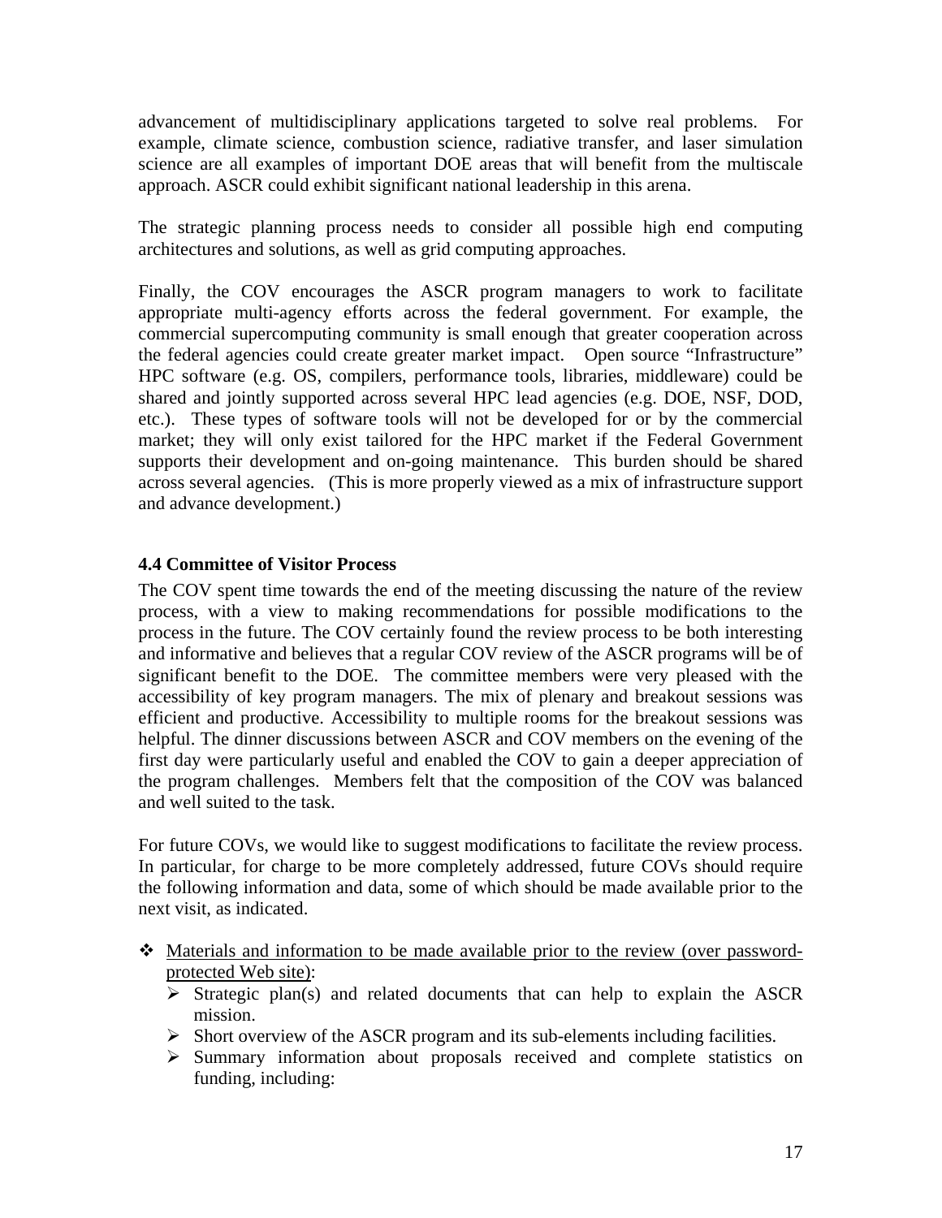advancement of multidisciplinary applications targeted to solve real problems. For example, climate science, combustion science, radiative transfer, and laser simulation science are all examples of important DOE areas that will benefit from the multiscale approach. ASCR could exhibit significant national leadership in this arena.

The strategic planning process needs to consider all possible high end computing architectures and solutions, as well as grid computing approaches.

Finally, the COV encourages the ASCR program managers to work to facilitate appropriate multi-agency efforts across the federal government. For example, the commercial supercomputing community is small enough that greater cooperation across the federal agencies could create greater market impact. Open source "Infrastructure" HPC software (e.g. OS, compilers, performance tools, libraries, middleware) could be shared and jointly supported across several HPC lead agencies (e.g. DOE, NSF, DOD, etc.). These types of software tools will not be developed for or by the commercial market; they will only exist tailored for the HPC market if the Federal Government supports their development and on-going maintenance. This burden should be shared across several agencies. (This is more properly viewed as a mix of infrastructure support and advance development.)

### 4.4 Committee of Visitor Process

The COV spent time towards the end of the meeting discussing the nature of the review process, with a view to making recommendations for possible modifications to the process in the future. The COV certainly found the review process to be both interesting and informative and believes that a regular COV review of the ASCR programs will be of significant benefit to the DOE. The committee members were very pleased with the accessibility of key program managers. The mix of plenary and breakout sessions was efficient and productive. Accessibility to multiple rooms for the breakout sessions was helpful. The dinner discussions between ASCR and COV members on the evening of the first day were particularly useful and enabled the COV to gain a deeper appreciation of the program challenges. Members felt that the composition of the COV was balanced and well suited to the task.

For future COVs, we would like to suggest modifications to facilitate the review process. In particular, for charge to be more completely addressed, future COVs should require the following information and data, some of which should be made available prior to the next visit, as indicated.

- Materials and information to be made available prior to the review (over password-protected Web site):
  - Strategic plan(s) and related documents that can help to explain the ASCR mission.
  - Short overview of the ASCR program and its sub-elements including facilities.
  - Summary information about proposals received and complete statistics on funding, including: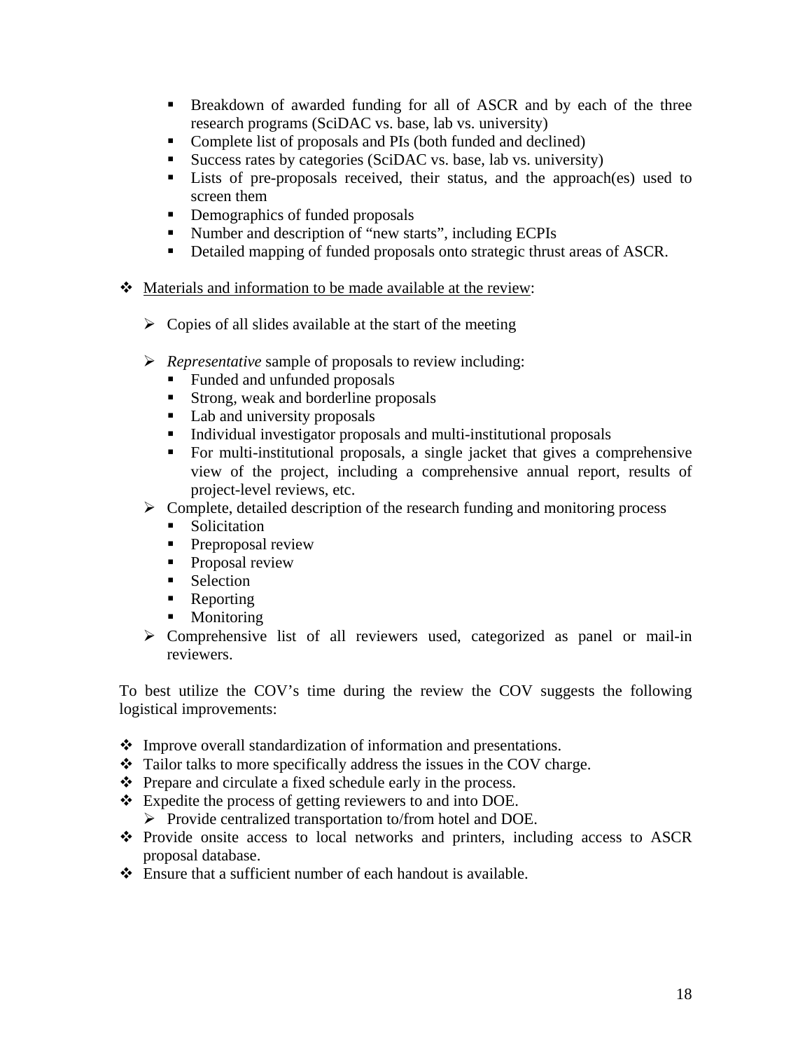- Breakdown of awarded funding for all of ASCR and by each of the three research programs (SciDAC vs. base, lab vs. university)
        - Complete list of proposals and PIs (both funded and declined)
        - Success rates by categories (SciDAC vs. base, lab vs. university)
        - Lists of pre-proposals received, their status, and the approach(es) used to screen them
        - Demographics of funded proposals
        - Number and description of "new starts", including ECPIs
        - Detailed mapping of funded proposals onto strategic thrust areas of ASCR.

- <u>Materials and information to be made available at the review</u>:

    - Copies of all slides available at the start of the meeting

    - *Representative* sample of proposals to review including:
        - Funded and unfunded proposals
        - Strong, weak and borderline proposals
        - Lab and university proposals
        - Individual investigator proposals and multi-institutional proposals
        - For multi-institutional proposals, a single jacket that gives a comprehensive view of the project, including a comprehensive annual report, results of project-level reviews, etc.
    - Complete, detailed description of the research funding and monitoring process
        - Solicitation
        - Preproposal review
        - Proposal review
        - Selection
        - Reporting
        - Monitoring
    - Comprehensive list of all reviewers used, categorized as panel or mail-in reviewers.

To best utilize the COV's time during the review the COV suggests the following logistical improvements:

- Improve overall standardization of information and presentations.
- Tailor talks to more specifically address the issues in the COV charge.
- Prepare and circulate a fixed schedule early in the process.
- Expedite the process of getting reviewers to and into DOE.
    - Provide centralized transportation to/from hotel and DOE.
- Provide onsite access to local networks and printers, including access to ASCR proposal database.
- Ensure that a sufficient number of each handout is available.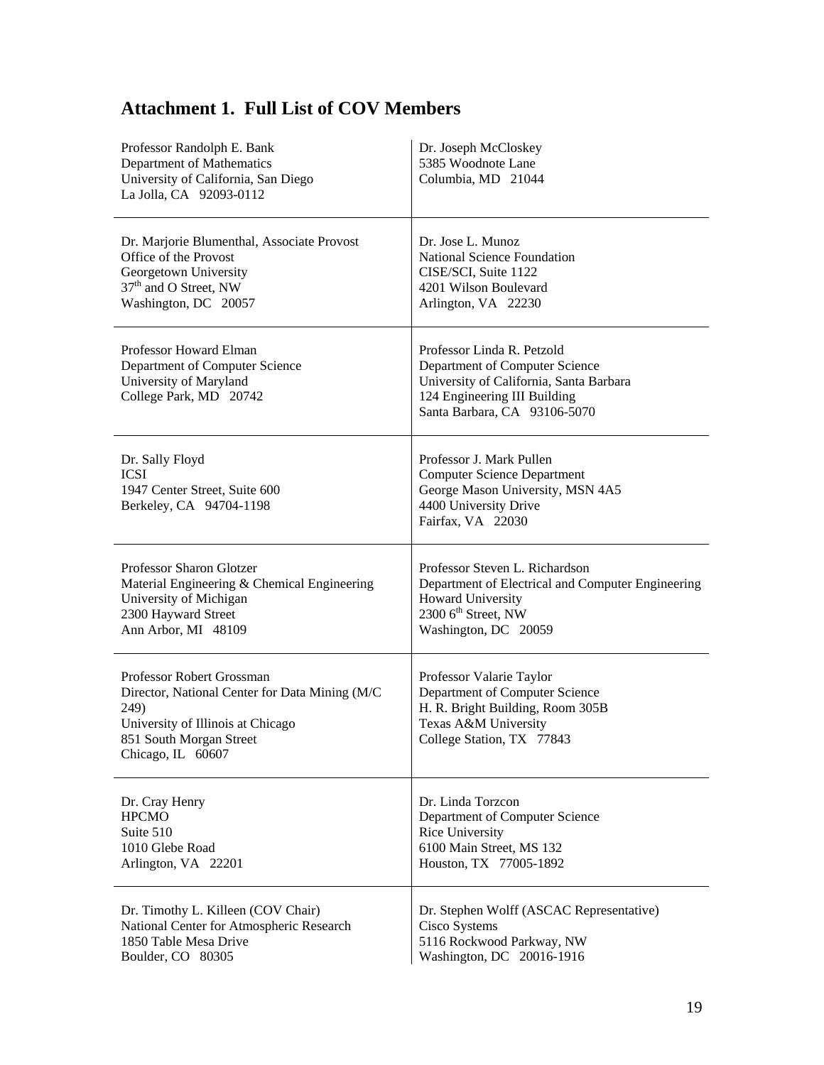## Attachment 1. Full List of COV Members

| | |
|---|---|
| Professor Randolph E. Bank<br>Department of Mathematics<br>University of California, San Diego<br>La Jolla, CA 92093-0112 | Dr. Joseph McCloskey<br>5385 Woodnote Lane<br>Columbia, MD 21044 |
| Dr. Marjorie Blumenthal, Associate Provost<br>Office of the Provost<br>Georgetown University<br>37th and O Street, NW<br>Washington, DC 20057 | Dr. Jose L. Munoz<br>National Science Foundation<br>CISE/SCI, Suite 1122<br>4201 Wilson Boulevard<br>Arlington, VA 22230 |
| Professor Howard Elman<br>Department of Computer Science<br>University of Maryland<br>College Park, MD 20742 | Professor Linda R. Petzold<br>Department of Computer Science<br>University of California, Santa Barbara<br>124 Engineering III Building<br>Santa Barbara, CA 93106-5070 |
| Dr. Sally Floyd<br>ICSI<br>1947 Center Street, Suite 600<br>Berkeley, CA 94704-1198 | Professor J. Mark Pullen<br>Computer Science Department<br>George Mason University, MSN 4A5<br>4400 University Drive<br>Fairfax, VA 22030 |
| Professor Sharon Glotzer<br>Material Engineering & Chemical Engineering<br>University of Michigan<br>2300 Hayward Street<br>Ann Arbor, MI 48109 | Professor Steven L. Richardson<br>Department of Electrical and Computer Engineering<br>Howard University<br>2300 6th Street, NW<br>Washington, DC 20059 |
| Professor Robert Grossman<br>Director, National Center for Data Mining (M/C 249)<br>University of Illinois at Chicago<br>851 South Morgan Street<br>Chicago, IL 60607 | Professor Valarie Taylor<br>Department of Computer Science<br>H. R. Bright Building, Room 305B<br>Texas A&M University<br>College Station, TX 77843 |
| Dr. Cray Henry<br>HPCMO<br>Suite 510<br>1010 Glebe Road<br>Arlington, VA 22201 | Dr. Linda Torzcon<br>Department of Computer Science<br>Rice University<br>6100 Main Street, MS 132<br>Houston, TX 77005-1892 |
| Dr. Timothy L. Killeen (COV Chair)<br>National Center for Atmospheric Research<br>1850 Table Mesa Drive<br>Boulder, CO 80305 | Dr. Stephen Wolff (ASCAC Representative)<br>Cisco Systems<br>5116 Rockwood Parkway, NW<br>Washington, DC 20016-1916 |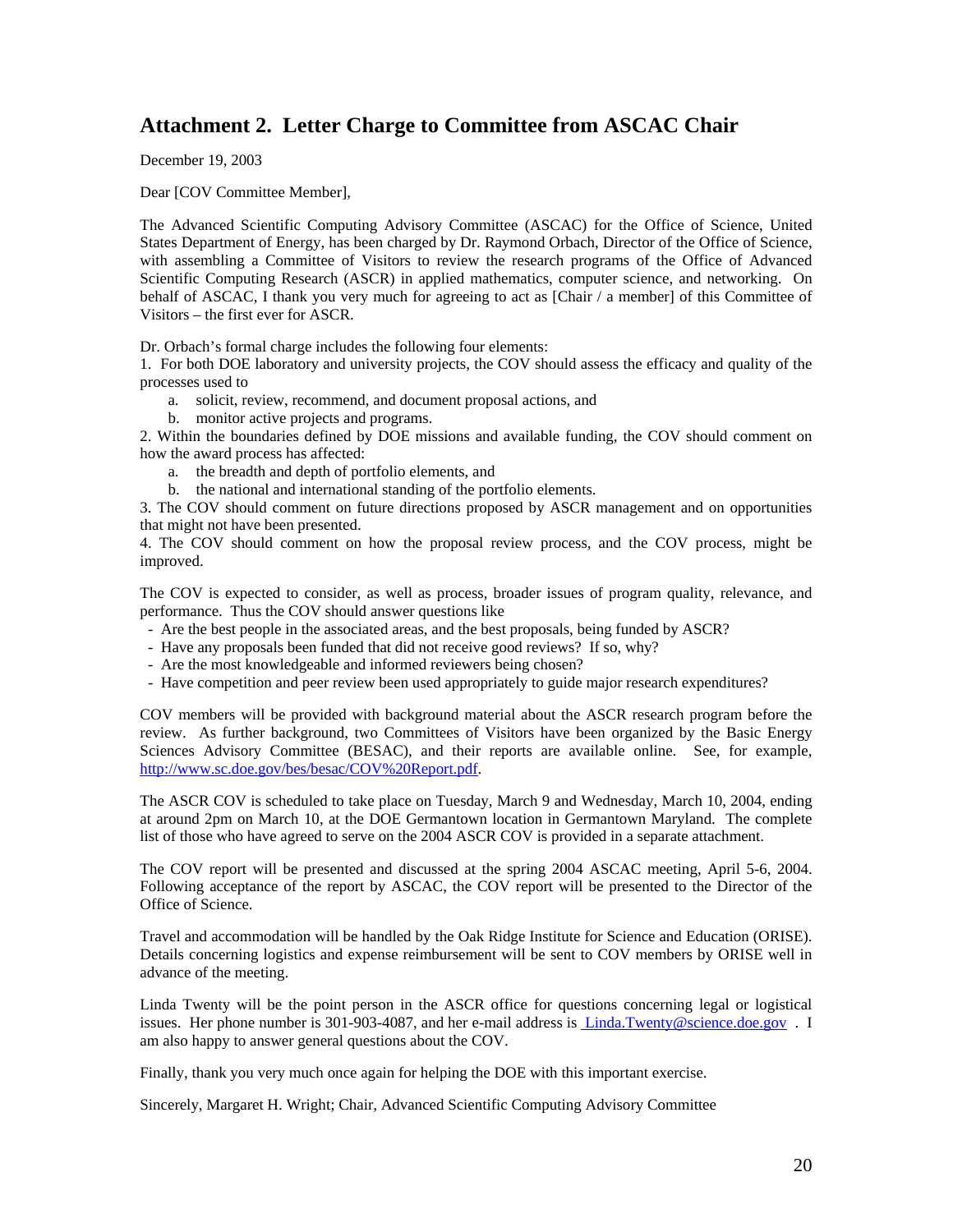# Attachment 2. Letter Charge to Committee from ASCAC Chair

December 19, 2003

Dear [COV Committee Member],

The Advanced Scientific Computing Advisory Committee (ASCAC) for the Office of Science, United States Department of Energy, has been charged by Dr. Raymond Orbach, Director of the Office of Science, with assembling a Committee of Visitors to review the research programs of the Office of Advanced Scientific Computing Research (ASCR) in applied mathematics, computer science, and networking. On behalf of ASCAC, I thank you very much for agreeing to act as [Chair / a member] of this Committee of Visitors – the first ever for ASCR.

Dr. Orbach's formal charge includes the following four elements:

1. For both DOE laboratory and university projects, the COV should assess the efficacy and quality of the processes used to
    a. solicit, review, recommend, and document proposal actions, and
    b. monitor active projects and programs.
2. Within the boundaries defined by DOE missions and available funding, the COV should comment on how the award process has affected:
    a. the breadth and depth of portfolio elements, and
    b. the national and international standing of the portfolio elements.
3. The COV should comment on future directions proposed by ASCR management and on opportunities that might not have been presented.
4. The COV should comment on how the proposal review process, and the COV process, might be improved.

The COV is expected to consider, as well as process, broader issues of program quality, relevance, and performance. Thus the COV should answer questions like

- Are the best people in the associated areas, and the best proposals, being funded by ASCR?
- Have any proposals been funded that did not receive good reviews? If so, why?
- Are the most knowledgeable and informed reviewers being chosen?
- Have competition and peer review been used appropriately to guide major research expenditures?

COV members will be provided with background material about the ASCR research program before the review. As further background, two Committees of Visitors have been organized by the Basic Energy Sciences Advisory Committee (BESAC), and their reports are available online. See, for example, http://www.sc.doe.gov/bes/besac/COV%20Report.pdf.

The ASCR COV is scheduled to take place on Tuesday, March 9 and Wednesday, March 10, 2004, ending at around 2pm on March 10, at the DOE Germantown location in Germantown Maryland. The complete list of those who have agreed to serve on the 2004 ASCR COV is provided in a separate attachment.

The COV report will be presented and discussed at the spring 2004 ASCAC meeting, April 5-6, 2004. Following acceptance of the report by ASCAC, the COV report will be presented to the Director of the Office of Science.

Travel and accommodation will be handled by the Oak Ridge Institute for Science and Education (ORISE). Details concerning logistics and expense reimbursement will be sent to COV members by ORISE well in advance of the meeting.

Linda Twenty will be the point person in the ASCR office for questions concerning legal or logistical issues. Her phone number is 301-903-4087, and her e-mail address is Linda.Twenty@science.doe.gov . I am also happy to answer general questions about the COV.

Finally, thank you very much once again for helping the DOE with this important exercise.

Sincerely, Margaret H. Wright; Chair, Advanced Scientific Computing Advisory Committee